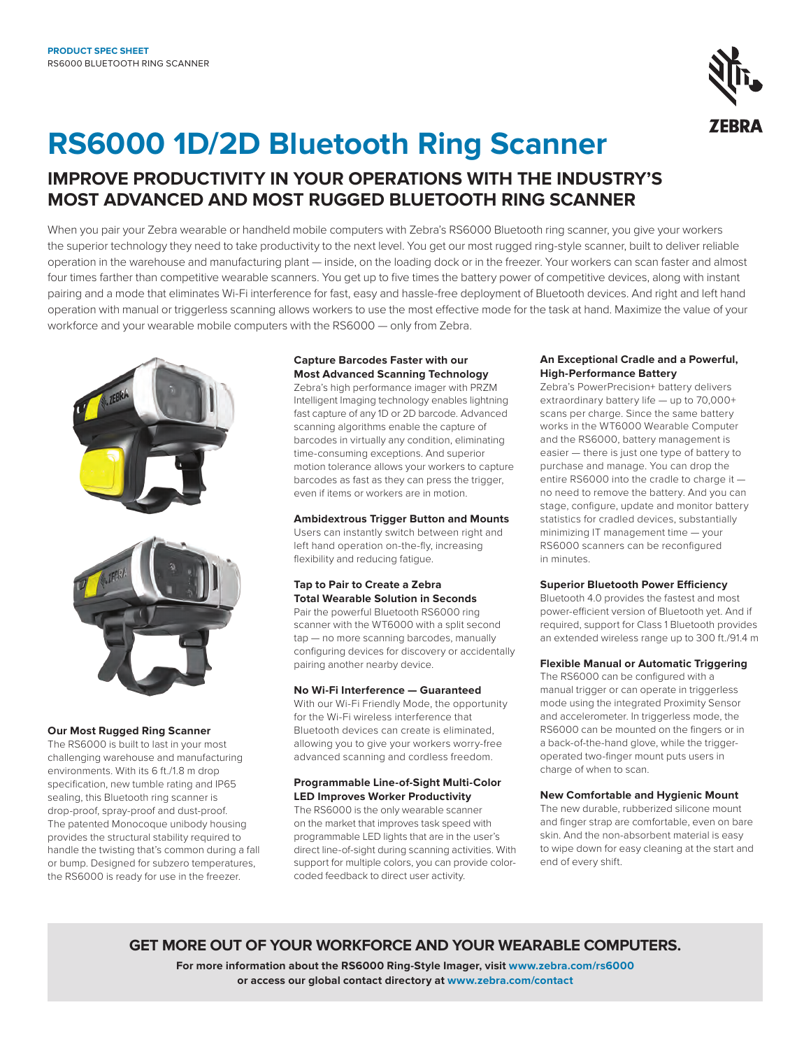**PRODUCT SPEC SHEET**
RS6000 BLUETOOTH RING SCANNER

# RS6000 1D/2D Bluetooth Ring Scanner

## IMPROVE PRODUCTIVITY IN YOUR OPERATIONS WITH THE INDUSTRY'S MOST ADVANCED AND MOST RUGGED BLUETOOTH RING SCANNER

When you pair your Zebra wearable or handheld mobile computers with Zebra's RS6000 Bluetooth ring scanner, you give your workers the superior technology they need to take productivity to the next level. You get our most rugged ring-style scanner, built to deliver reliable operation in the warehouse and manufacturing plant — inside, on the loading dock or in the freezer. Your workers can scan faster and almost four times farther than competitive wearable scanners. You get up to five times the battery power of competitive devices, along with instant pairing and a mode that eliminates Wi-Fi interference for fast, easy and hassle-free deployment of Bluetooth devices. And right and left hand operation with manual or triggerless scanning allows workers to use the most effective mode for the task at hand. Maximize the value of your workforce and your wearable mobile computers with the RS6000 — only from Zebra.

### Our Most Rugged Ring Scanner

The RS6000 is built to last in your most challenging warehouse and manufacturing environments. With its 6 ft./1.8 m drop specification, new tumble rating and IP65 sealing, this Bluetooth ring scanner is drop-proof, spray-proof and dust-proof. The patented Monocoque unibody housing provides the structural stability required to handle the twisting that's common during a fall or bump. Designed for subzero temperatures, the RS6000 is ready for use in the freezer.

### Capture Barcodes Faster with our Most Advanced Scanning Technology

Zebra's high performance imager with PRZM Intelligent Imaging technology enables lightning fast capture of any 1D or 2D barcode. Advanced scanning algorithms enable the capture of barcodes in virtually any condition, eliminating time-consuming exceptions. And superior motion tolerance allows your workers to capture barcodes as fast as they can press the trigger, even if items or workers are in motion.

### Ambidextrous Trigger Button and Mounts

Users can instantly switch between right and left hand operation on-the-fly, increasing flexibility and reducing fatigue.

### Tap to Pair to Create a Zebra Total Wearable Solution in Seconds

Pair the powerful Bluetooth RS6000 ring scanner with the WT6000 with a split second tap — no more scanning barcodes, manually configuring devices for discovery or accidentally pairing another nearby device.

### No Wi-Fi Interference — Guaranteed

With our Wi-Fi Friendly Mode, the opportunity for the Wi-Fi wireless interference that Bluetooth devices can create is eliminated, allowing you to give your workers worry-free advanced scanning and cordless freedom.

### Programmable Line-of-Sight Multi-Color LED Improves Worker Productivity

The RS6000 is the only wearable scanner on the market that improves task speed with programmable LED lights that are in the user's direct line-of-sight during scanning activities. With support for multiple colors, you can provide color-coded feedback to direct user activity.

### An Exceptional Cradle and a Powerful, High-Performance Battery

Zebra's PowerPrecision+ battery delivers extraordinary battery life — up to 70,000+ scans per charge. Since the same battery works in the WT6000 Wearable Computer and the RS6000, battery management is easier — there is just one type of battery to purchase and manage. You can drop the entire RS6000 into the cradle to charge it — no need to remove the battery. And you can stage, configure, update and monitor battery statistics for cradled devices, substantially minimizing IT management time — your RS6000 scanners can be reconfigured in minutes.

### Superior Bluetooth Power Efficiency

Bluetooth 4.0 provides the fastest and most power-efficient version of Bluetooth yet. And if required, support for Class 1 Bluetooth provides an extended wireless range up to 300 ft./91.4 m

### Flexible Manual or Automatic Triggering

The RS6000 can be configured with a manual trigger or can operate in triggerless mode using the integrated Proximity Sensor and accelerometer. In triggerless mode, the RS6000 can be mounted on the fingers or in a back-of-the-hand glove, while the trigger-operated two-finger mount puts users in charge of when to scan.

### New Comfortable and Hygienic Mount

The new durable, rubberized silicone mount and finger strap are comfortable, even on bare skin. And the non-absorbent material is easy to wipe down for easy cleaning at the start and end of every shift.

## GET MORE OUT OF YOUR WORKFORCE AND YOUR WEARABLE COMPUTERS.

**For more information about the RS6000 Ring-Style Imager, visit www.zebra.com/rs6000 or access our global contact directory at www.zebra.com/contact**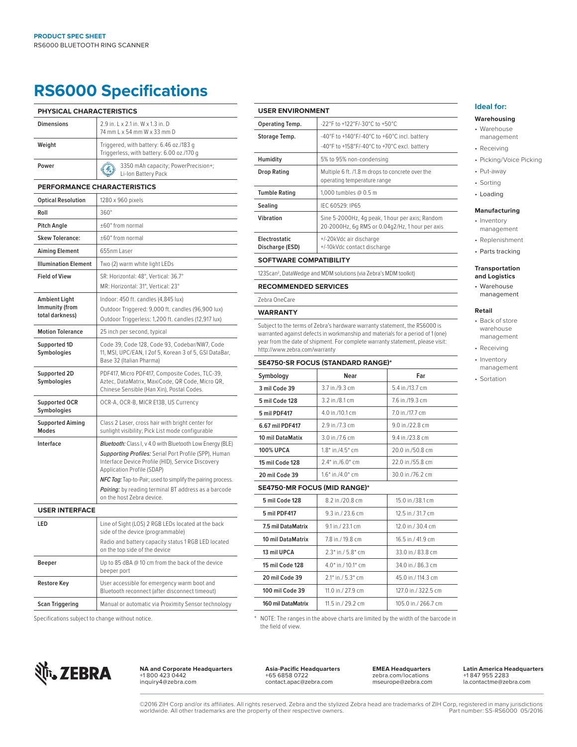**PRODUCT SPEC SHEET**
RS6000 BLUETOOTH RING SCANNER

# RS6000 Specifications

| PHYSICAL CHARACTERISTICS | |
|---|---|
| Dimensions | 2.9 in. L x 2.1 in. W x 1.3 in. D<br>74 mm L x 54 mm W x 33 mm D |
| Weight | Triggered, with battery: 6.46 oz./183 g<br>Triggerless, with battery: 6.00 oz./170 g |
| Power | 3350 mAh capacity; PowerPrecision+; Li-Ion Battery Pack |

| PERFORMANCE CHARACTERISTICS | |
|---|---|
| Optical Resolution | 1280 x 960 pixels |
| Roll | 360° |
| Pitch Angle | ±60° from normal |
| Skew Tolerance: | ±60° from normal |
| Aiming Element | 655nm Laser |
| Illumination Element | Two (2) warm white light LEDs |
| Field of View | SR: Horizontal: 48°, Vertical: 36.7°<br>MR: Horizontal: 31°, Vertical: 23° |
| Ambient Light Immunity (from total darkness) | Indoor: 450 ft. candles (4,845 lux)<br>Outdoor Triggered: 9,000 ft. candles (96,900 lux)<br>Outdoor Triggerless: 1,200 ft. candles (12,917 lux) |
| Motion Tolerance | 25 inch per second, typical |
| Supported 1D Symbologies | Code 39, Code 128, Code 93, Codebar/NW7, Code 11, MSI, UPC/EAN, I 2of 5, Korean 3 of 5, GSI DataBar, Base 32 (Italian Pharma) |
| Supported 2D Symbologies | PDF417, Micro PDF417, Composite Codes, TLC-39, Aztec, DataMatrix, MaxiCode, QR Code, Micro QR, Chinese Sensible (Han Xin), Postal Codes. |
| Supported OCR Symbologies | OCR-A, OCR-B, MICR E13B, US Currency |
| Supported Aiming Modes | Class 2 Laser, cross hair with bright center for sunlight visibility; Pick List mode configurable |
| Interface | *Bluetooth:* Class I, v 4.0 with Bluetooth Low Energy (BLE)<br>*Supporting Profiles:* Serial Port Profile (SPP), Human Interface Device Profile (HID), Service Discovery Application Profile (SDAP)<br>*NFC Tag:* Tap-to-Pair; used to simplify the pairing process.<br>*Pairing:* by reading terminal BT address as a barcode on the host Zebra device. |

| USER INTERFACE | |
|---|---|
| LED | Line of Sight (LOS) 2 RGB LEDs located at the back side of the device (programmable)<br>Radio and battery capacity status 1 RGB LED located on the top side of the device |
| Beeper | Up to 85 dBA @ 10 cm from the back of the device beeper port |
| Restore Key | User accessible for emergency warm boot and Bluetooth reconnect (after disconnect timeout) |
| Scan Triggering | Manual or automatic via Proximity Sensor technology |

Specifications subject to change without notice.

| USER ENVIRONMENT | |
|---|---|
| Operating Temp. | -22°F to +122°F/-30°C to +50°C |
| Storage Temp. | -40°F to +140°F/-40°C to +60°C incl. battery<br>-40°F to +158°F/-40°C to +70°C excl. battery |
| Humidity | 5% to 95% non-condensing |
| Drop Rating | Multiple 6 ft. /1.8 m drops to concrete over the operating temperature range |
| Tumble Rating | 1,000 tumbles @ 0.5 m |
| Sealing | IEC 60529: IP65 |
| Vibration | Sine 5-2000Hz, 4g peak, 1 hour per axis; Random 20-2000Hz, 6g RMS or 0.04g2/Hz, 1 hour per axis |
| Electrostatic Discharge (ESD) | +/-20kVdc air discharge<br>+/-10kVdc contact discharge |

**SOFTWARE COMPATIBILITY**

123Scan², DataWedge and MDM solutions (via Zebra's MDM toolkit)

**RECOMMENDED SERVICES**

Zebra OneCare

**WARRANTY**

Subject to the terms of Zebra's hardware warranty statement, the RS6000 is warranted against defects in workmanship and materials for a period of 1 (one) year from the date of shipment. For complete warranty statement, please visit: http://www.zebra.com/warranty

**SE4750-SR FOCUS (STANDARD RANGE)***

| Symbology | Near | Far |
|---|---|---|
| 3 mil Code 39 | 3.7 in./9.3 cm | 5.4 in./13.7 cm |
| 5 mil Code 128 | 3.2 in./8.1 cm | 7.6 in./19.3 cm |
| 5 mil PDF417 | 4.0 in./10.1 cm | 7.0 in./17.7 cm |
| 6.67 mil PDF417 | 2.9 in./7.3 cm | 9.0 in./22.8 cm |
| 10 mil DataMatix | 3.0 in./7.6 cm | 9.4 in./23.8 cm |
| 100% UPCA | 1.8* in./4.5* cm | 20.0 in./50.8 cm |
| 15 mil Code 128 | 2.4* in./6.0* cm | 22.0 in./55.8 cm |
| 20 mil Code 39 | 1.6* in./4.0* cm | 30.0 in./76.2 cm |

**SE4750-MR FOCUS (MID RANGE)***

| Symbology | Near | Far |
|---|---|---|
| 5 mil Code 128 | 8.2 in./20.8 cm | 15.0 in./38.1 cm |
| 5 mil PDF417 | 9.3 in./ 23.6 cm | 12.5 in./ 31.7 cm |
| 7.5 mil DataMatrix | 9.1 in./ 23.1 cm | 12.0 in./ 30.4 cm |
| 10 mil DataMatrix | 7.8 in./ 19.8 cm | 16.5 in./ 41.9 cm |
| 13 mil UPCA | 2.3* in./ 5.8* cm | 33.0 in./ 83.8 cm |
| 15 mil Code 128 | 4.0* in./ 10.1* cm | 34.0 in./ 86.3 cm |
| 20 mil Code 39 | 2.1* in./ 5.3* cm | 45.0 in./ 114.3 cm |
| 100 mil Code 39 | 11.0 in./ 27.9 cm | 127.0 in./ 322.5 cm |
| 160 mil DataMatrix | 11.5 in./ 29.2 cm | 105.0 in./ 266.7 cm |

\* NOTE: The ranges in the above charts are limited by the width of the barcode in the field of view.

## Ideal for:

**Warehousing**
- Warehouse management
- Receiving
- Picking/Voice Picking
- Put-away
- Sorting
- Loading

**Manufacturing**
- Inventory management
- Replenishment
- Parts tracking

**Transportation and Logistics**
- Warehouse management

**Retail**
- Back of store warehouse management
- Receiving
- Inventory management
- Sortation

ZEBRA

**NA and Corporate Headquarters**
+1 800 423 0442
inquiry4@zebra.com

**Asia-Pacific Headquarters**
+65 6858 0722
contact.apac@zebra.com

**EMEA Headquarters**
zebra.com/locations
mseurope@zebra.com

**Latin America Headquarters**
+1 847 955 2283
la.contactme@zebra.com

©2016 ZIH Corp and/or its affiliates. All rights reserved. Zebra and the stylized Zebra head are trademarks of ZIH Corp, registered in many jurisdictions worldwide. All other trademarks are the property of their respective owners. Part number: SS-RS6000 05/2016